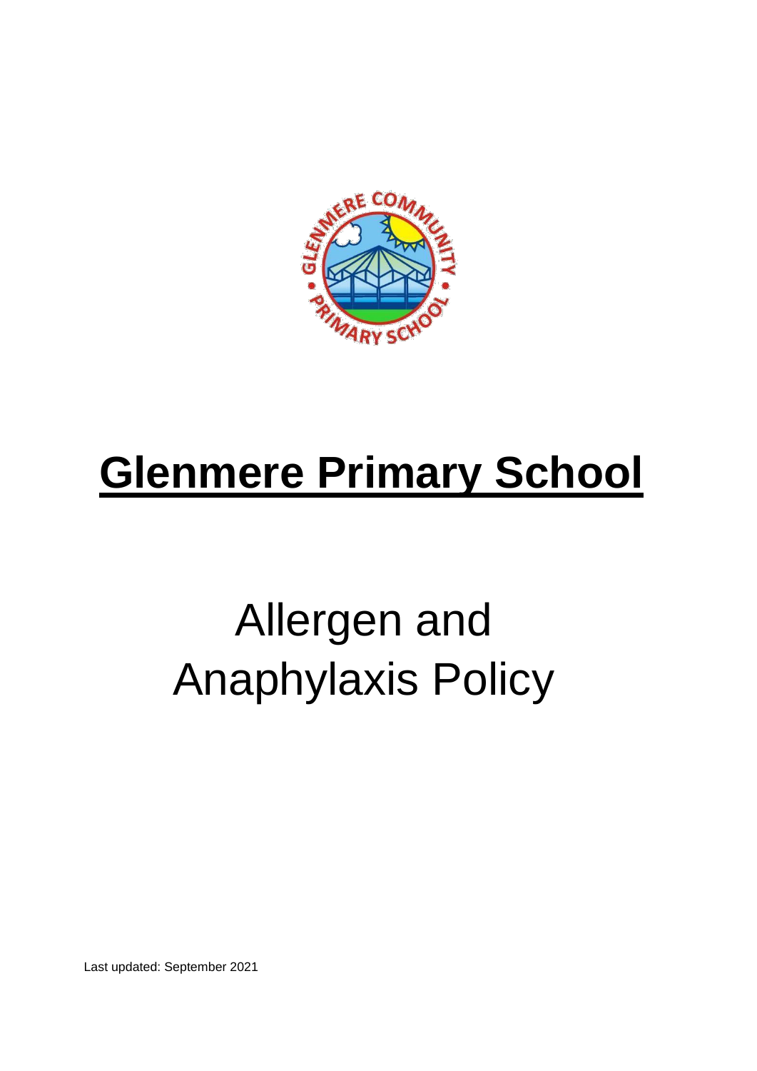# Glenmere Primary School

## Allergen and Anaphylaxis Policy

Last updated: September 2021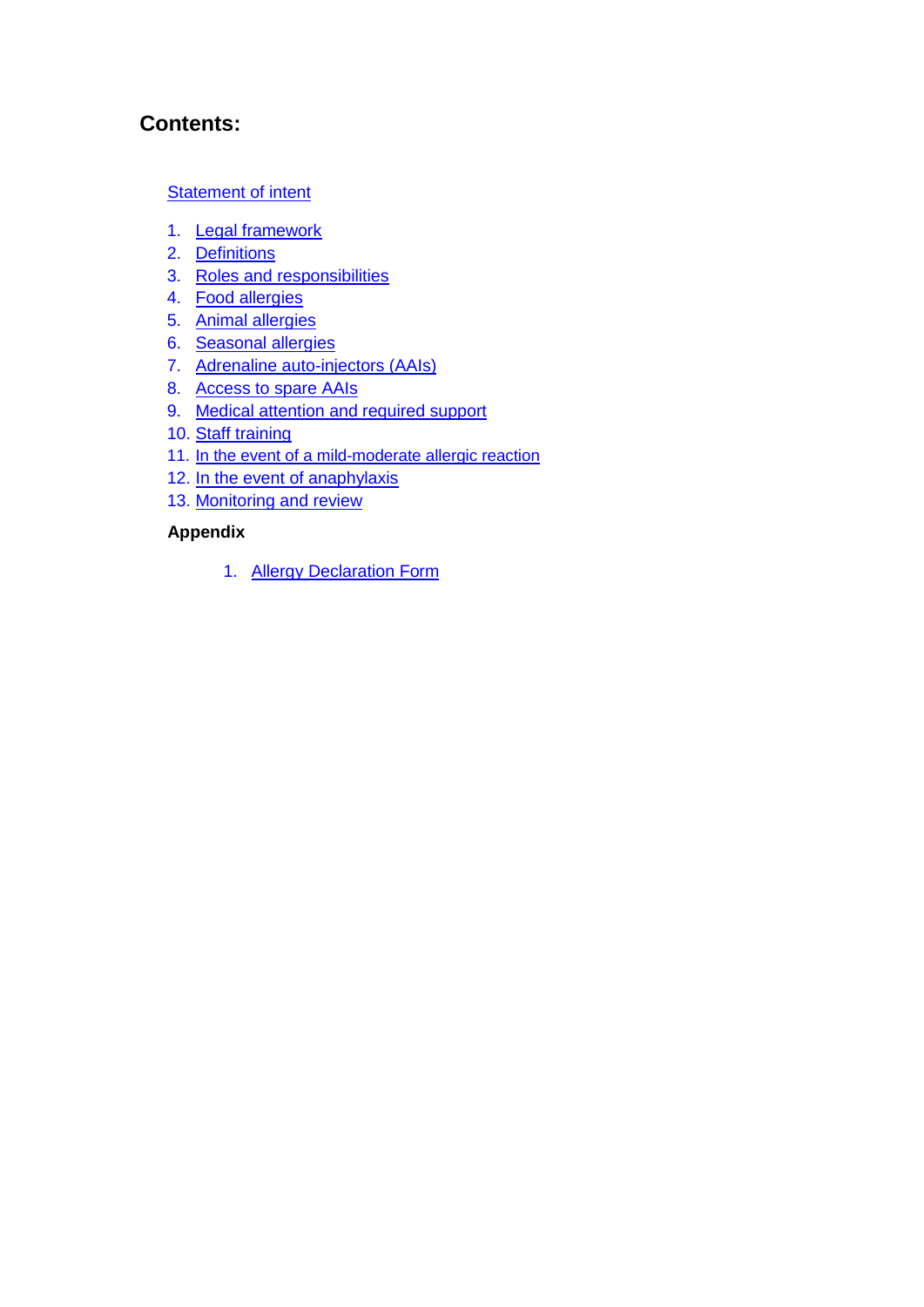## Contents:

Statement of intent

1. Legal framework
2. Definitions
3. Roles and responsibilities
4. Food allergies
5. Animal allergies
6. Seasonal allergies
7. Adrenaline auto-injectors (AAIs)
8. Access to spare AAIs
9. Medical attention and required support
10. Staff training
11. In the event of a mild-moderate allergic reaction
12. In the event of anaphylaxis
13. Monitoring and review

**Appendix**

1. Allergy Declaration Form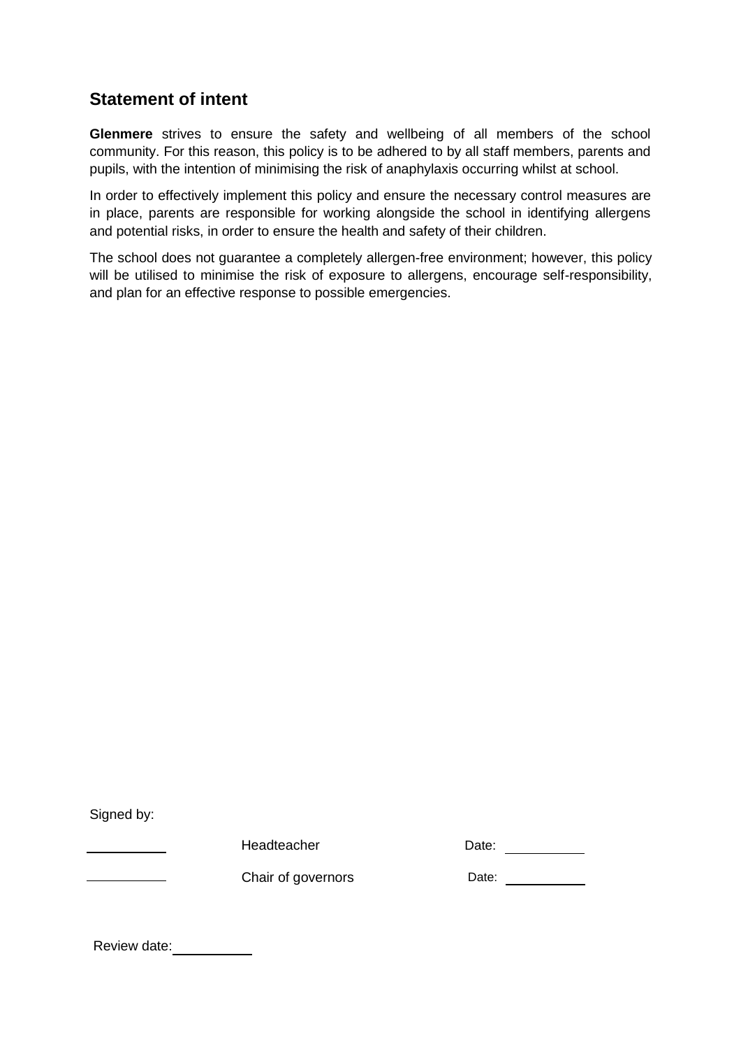## Statement of intent

**Glenmere** strives to ensure the safety and wellbeing of all members of the school community. For this reason, this policy is to be adhered to by all staff members, parents and pupils, with the intention of minimising the risk of anaphylaxis occurring whilst at school.

In order to effectively implement this policy and ensure the necessary control measures are in place, parents are responsible for working alongside the school in identifying allergens and potential risks, in order to ensure the health and safety of their children.

The school does not guarantee a completely allergen-free environment; however, this policy will be utilised to minimise the risk of exposure to allergens, encourage self-responsibility, and plan for an effective response to possible emergencies.

Signed by:

| | | | |
|---|---|---|---|
| \_\_\_\_\_\_\_\_\_\_ | Headteacher | Date: | \_\_\_\_\_\_\_\_\_\_ |
| \_\_\_\_\_\_\_\_\_\_ | Chair of governors | Date: | \_\_\_\_\_\_\_\_\_\_ |

Review date: \_\_\_\_\_\_\_\_\_\_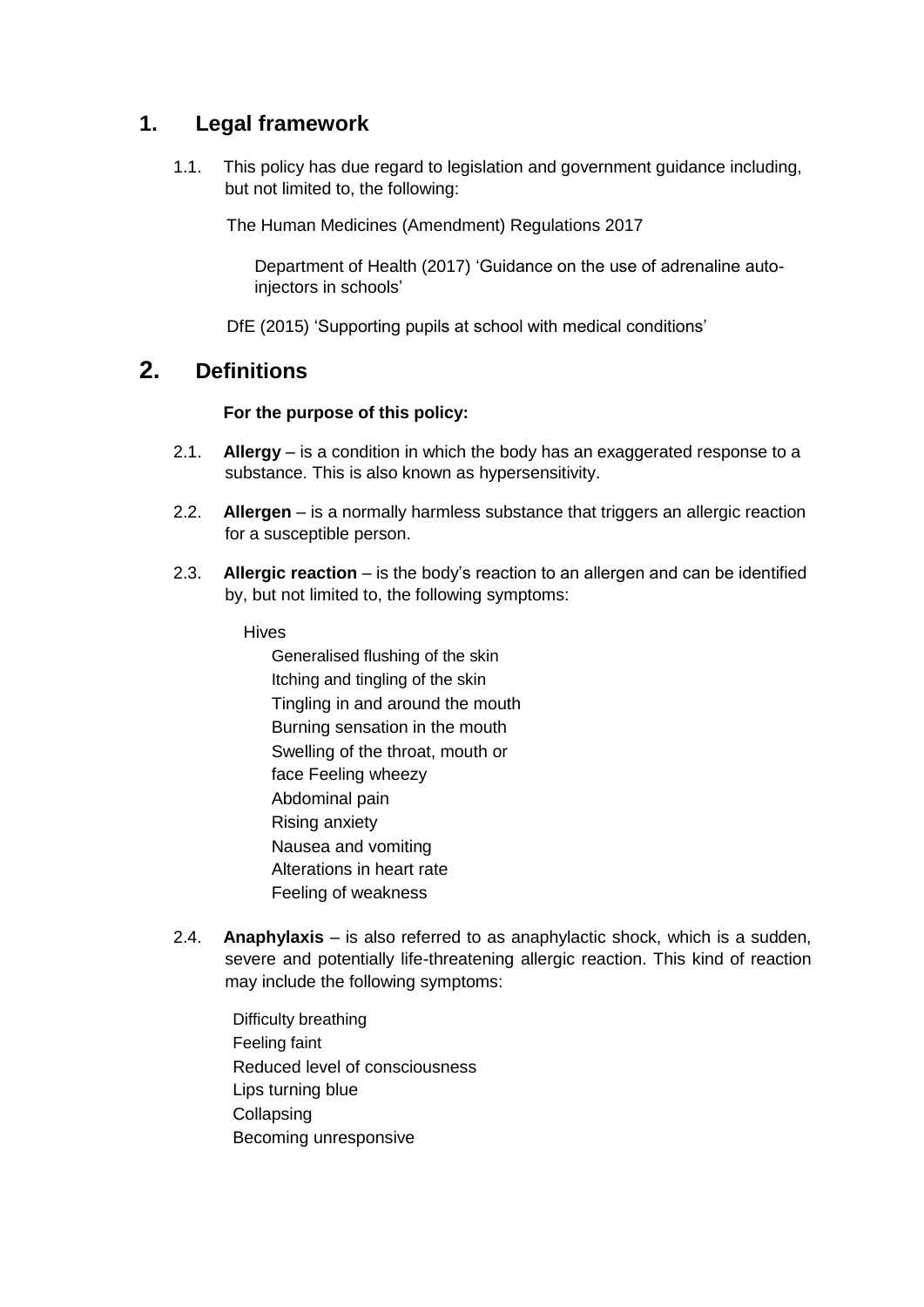## 1. Legal framework

1.1. This policy has due regard to legislation and government guidance including, but not limited to, the following:

- The Human Medicines (Amendment) Regulations 2017
- Department of Health (2017) 'Guidance on the use of adrenaline auto-injectors in schools'
- DfE (2015) 'Supporting pupils at school with medical conditions'

## 2. Definitions

**For the purpose of this policy:**

2.1. **Allergy** – is a condition in which the body has an exaggerated response to a substance. This is also known as hypersensitivity.

2.2. **Allergen** – is a normally harmless substance that triggers an allergic reaction for a susceptible person.

2.3. **Allergic reaction** – is the body's reaction to an allergen and can be identified by, but not limited to, the following symptoms:

- Hives
- Generalised flushing of the skin
- Itching and tingling of the skin
- Tingling in and around the mouth
- Burning sensation in the mouth
- Swelling of the throat, mouth or face
- Feeling wheezy
- Abdominal pain
- Rising anxiety
- Nausea and vomiting
- Alterations in heart rate
- Feeling of weakness

2.4. **Anaphylaxis** – is also referred to as anaphylactic shock, which is a sudden, severe and potentially life-threatening allergic reaction. This kind of reaction may include the following symptoms:

- Difficulty breathing
- Feeling faint
- Reduced level of consciousness
- Lips turning blue
- Collapsing
- Becoming unresponsive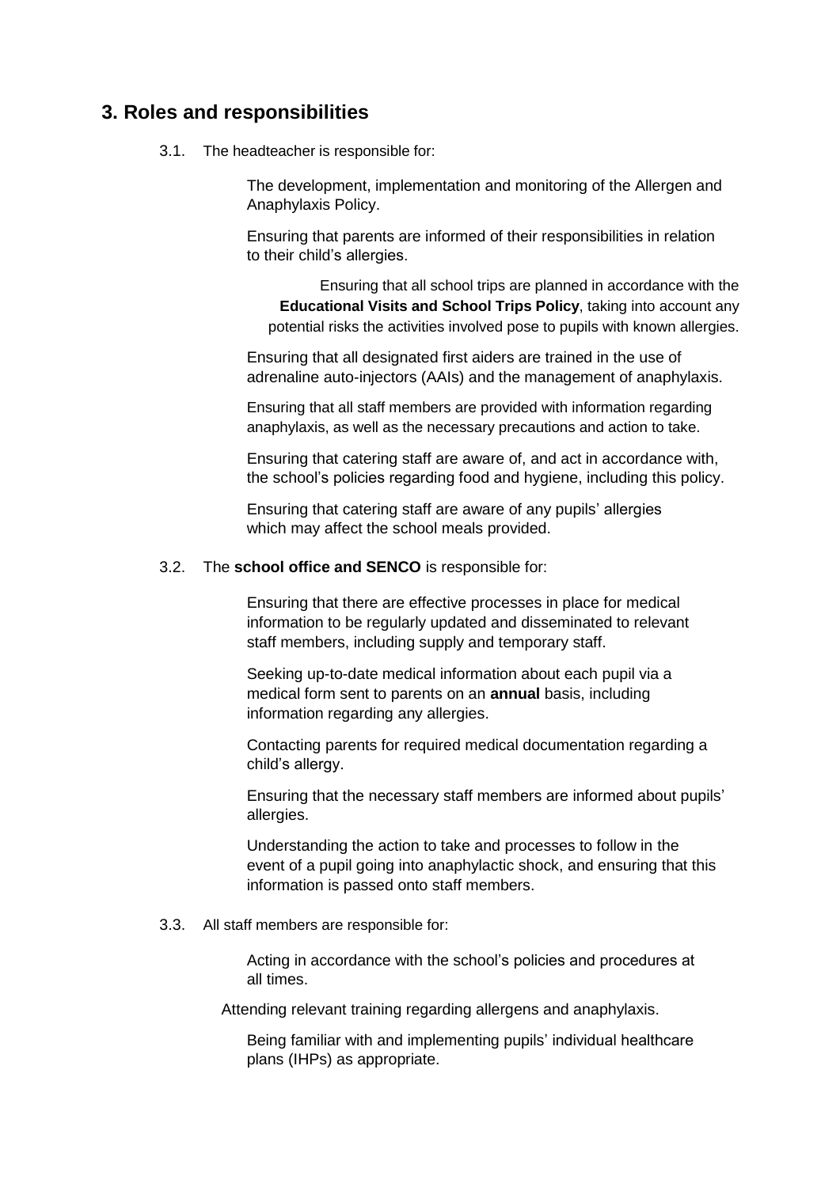## 3. Roles and responsibilities

3.1. The headteacher is responsible for:

- The development, implementation and monitoring of the Allergen and Anaphylaxis Policy.
- Ensuring that parents are informed of their responsibilities in relation to their child's allergies.
- Ensuring that all school trips are planned in accordance with the **Educational Visits and School Trips Policy**, taking into account any potential risks the activities involved pose to pupils with known allergies.
- Ensuring that all designated first aiders are trained in the use of adrenaline auto-injectors (AAIs) and the management of anaphylaxis.
- Ensuring that all staff members are provided with information regarding anaphylaxis, as well as the necessary precautions and action to take.
- Ensuring that catering staff are aware of, and act in accordance with, the school's policies regarding food and hygiene, including this policy.
- Ensuring that catering staff are aware of any pupils' allergies which may affect the school meals provided.

3.2. The **school office and SENCO** is responsible for:

- Ensuring that there are effective processes in place for medical information to be regularly updated and disseminated to relevant staff members, including supply and temporary staff.
- Seeking up-to-date medical information about each pupil via a medical form sent to parents on an **annual** basis, including information regarding any allergies.
- Contacting parents for required medical documentation regarding a child's allergy.
- Ensuring that the necessary staff members are informed about pupils' allergies.
- Understanding the action to take and processes to follow in the event of a pupil going into anaphylactic shock, and ensuring that this information is passed onto staff members.

3.3. All staff members are responsible for:

- Acting in accordance with the school's policies and procedures at all times.
- Attending relevant training regarding allergens and anaphylaxis.
- Being familiar with and implementing pupils' individual healthcare plans (IHPs) as appropriate.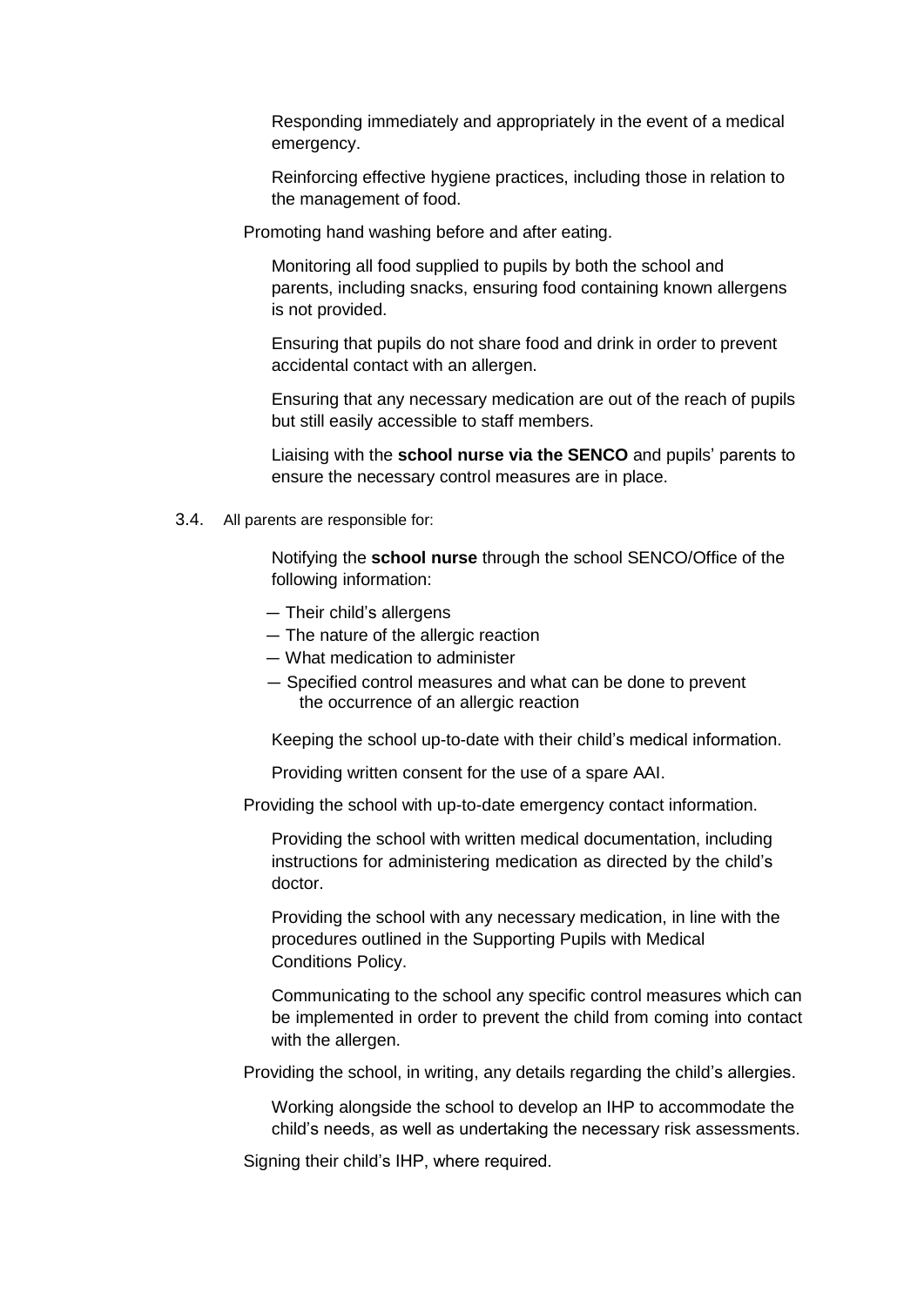Responding immediately and appropriately in the event of a medical emergency.

Reinforcing effective hygiene practices, including those in relation to the management of food.

Promoting hand washing before and after eating.

Monitoring all food supplied to pupils by both the school and parents, including snacks, ensuring food containing known allergens is not provided.

Ensuring that pupils do not share food and drink in order to prevent accidental contact with an allergen.

Ensuring that any necessary medication are out of the reach of pupils but still easily accessible to staff members.

Liaising with the **school nurse via the SENCO** and pupils' parents to ensure the necessary control measures are in place.

3.4. All parents are responsible for:

Notifying the **school nurse** through the school SENCO/Office of the following information:

- Their child's allergens
- The nature of the allergic reaction
- What medication to administer
- Specified control measures and what can be done to prevent the occurrence of an allergic reaction

Keeping the school up-to-date with their child's medical information.

Providing written consent for the use of a spare AAI.

Providing the school with up-to-date emergency contact information.

Providing the school with written medical documentation, including instructions for administering medication as directed by the child's doctor.

Providing the school with any necessary medication, in line with the procedures outlined in the Supporting Pupils with Medical Conditions Policy.

Communicating to the school any specific control measures which can be implemented in order to prevent the child from coming into contact with the allergen.

Providing the school, in writing, any details regarding the child's allergies.

Working alongside the school to develop an IHP to accommodate the child's needs, as well as undertaking the necessary risk assessments.

Signing their child's IHP, where required.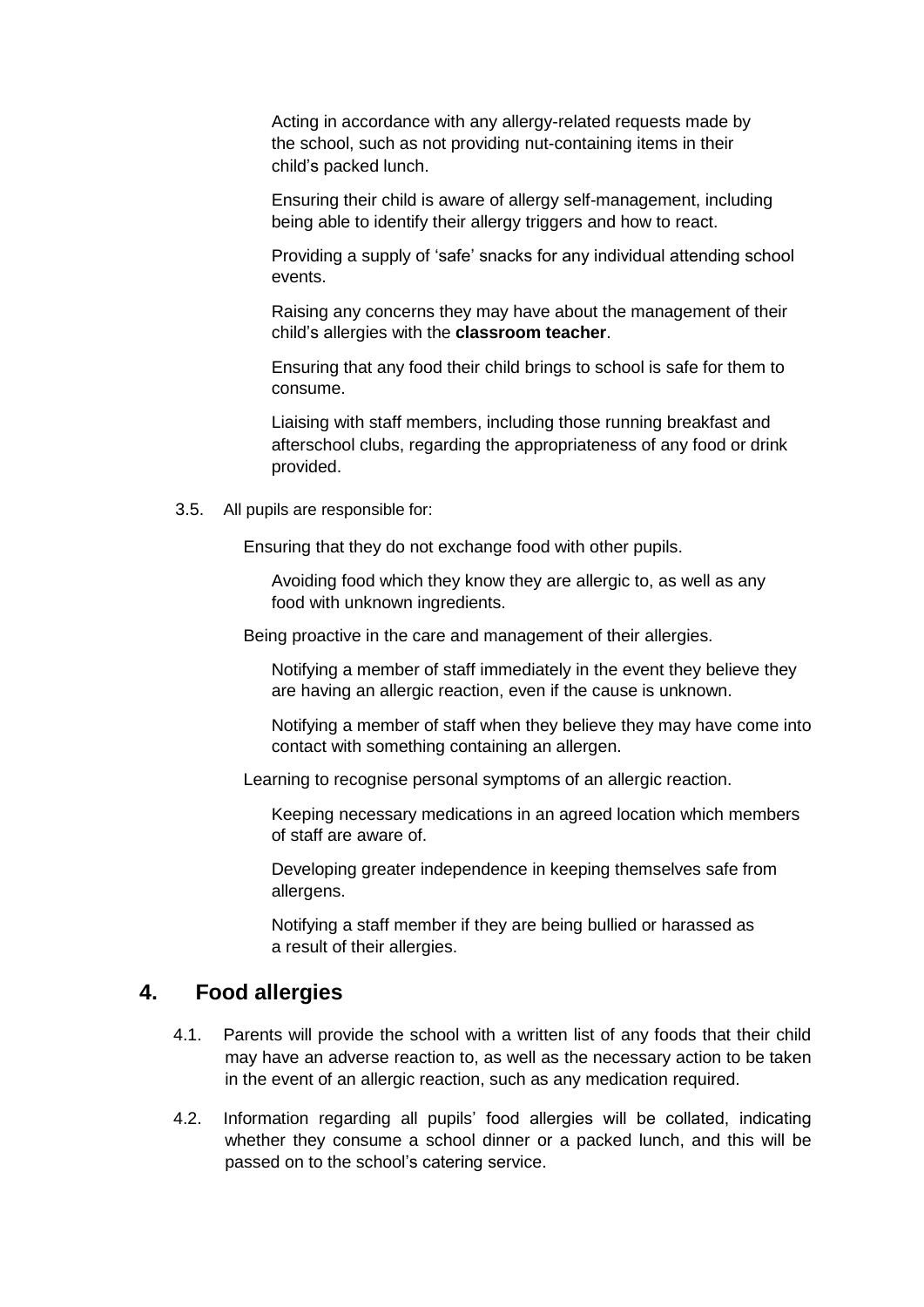- Acting in accordance with any allergy-related requests made by the school, such as not providing nut-containing items in their child's packed lunch.
- Ensuring their child is aware of allergy self-management, including being able to identify their allergy triggers and how to react.
- Providing a supply of 'safe' snacks for any individual attending school events.
- Raising any concerns they may have about the management of their child's allergies with the **classroom teacher**.
- Ensuring that any food their child brings to school is safe for them to consume.
- Liaising with staff members, including those running breakfast and afterschool clubs, regarding the appropriateness of any food or drink provided.

3.5. All pupils are responsible for:

- Ensuring that they do not exchange food with other pupils.
- Avoiding food which they know they are allergic to, as well as any food with unknown ingredients.
- Being proactive in the care and management of their allergies.
- Notifying a member of staff immediately in the event they believe they are having an allergic reaction, even if the cause is unknown.
- Notifying a member of staff when they believe they may have come into contact with something containing an allergen.
- Learning to recognise personal symptoms of an allergic reaction.
- Keeping necessary medications in an agreed location which members of staff are aware of.
- Developing greater independence in keeping themselves safe from allergens.
- Notifying a staff member if they are being bullied or harassed as a result of their allergies.

## 4. Food allergies

4.1. Parents will provide the school with a written list of any foods that their child may have an adverse reaction to, as well as the necessary action to be taken in the event of an allergic reaction, such as any medication required.

4.2. Information regarding all pupils' food allergies will be collated, indicating whether they consume a school dinner or a packed lunch, and this will be passed on to the school's catering service.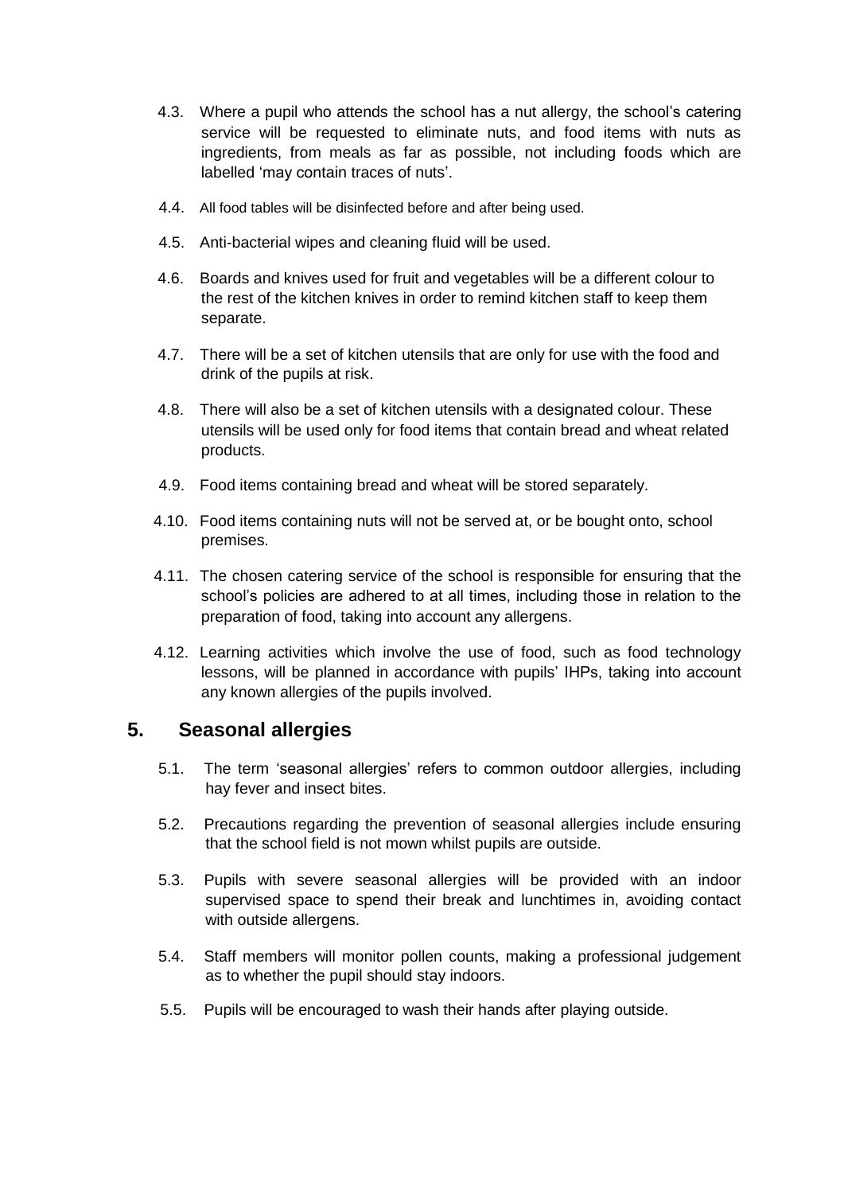4.3. Where a pupil who attends the school has a nut allergy, the school's catering service will be requested to eliminate nuts, and food items with nuts as ingredients, from meals as far as possible, not including foods which are labelled 'may contain traces of nuts'.

4.4. All food tables will be disinfected before and after being used.

4.5. Anti-bacterial wipes and cleaning fluid will be used.

4.6. Boards and knives used for fruit and vegetables will be a different colour to the rest of the kitchen knives in order to remind kitchen staff to keep them separate.

4.7. There will be a set of kitchen utensils that are only for use with the food and drink of the pupils at risk.

4.8. There will also be a set of kitchen utensils with a designated colour. These utensils will be used only for food items that contain bread and wheat related products.

4.9. Food items containing bread and wheat will be stored separately.

4.10. Food items containing nuts will not be served at, or be bought onto, school premises.

4.11. The chosen catering service of the school is responsible for ensuring that the school's policies are adhered to at all times, including those in relation to the preparation of food, taking into account any allergens.

4.12. Learning activities which involve the use of food, such as food technology lessons, will be planned in accordance with pupils' IHPs, taking into account any known allergies of the pupils involved.

## 5. Seasonal allergies

5.1. The term 'seasonal allergies' refers to common outdoor allergies, including hay fever and insect bites.

5.2. Precautions regarding the prevention of seasonal allergies include ensuring that the school field is not mown whilst pupils are outside.

5.3. Pupils with severe seasonal allergies will be provided with an indoor supervised space to spend their break and lunchtimes in, avoiding contact with outside allergens.

5.4. Staff members will monitor pollen counts, making a professional judgement as to whether the pupil should stay indoors.

5.5. Pupils will be encouraged to wash their hands after playing outside.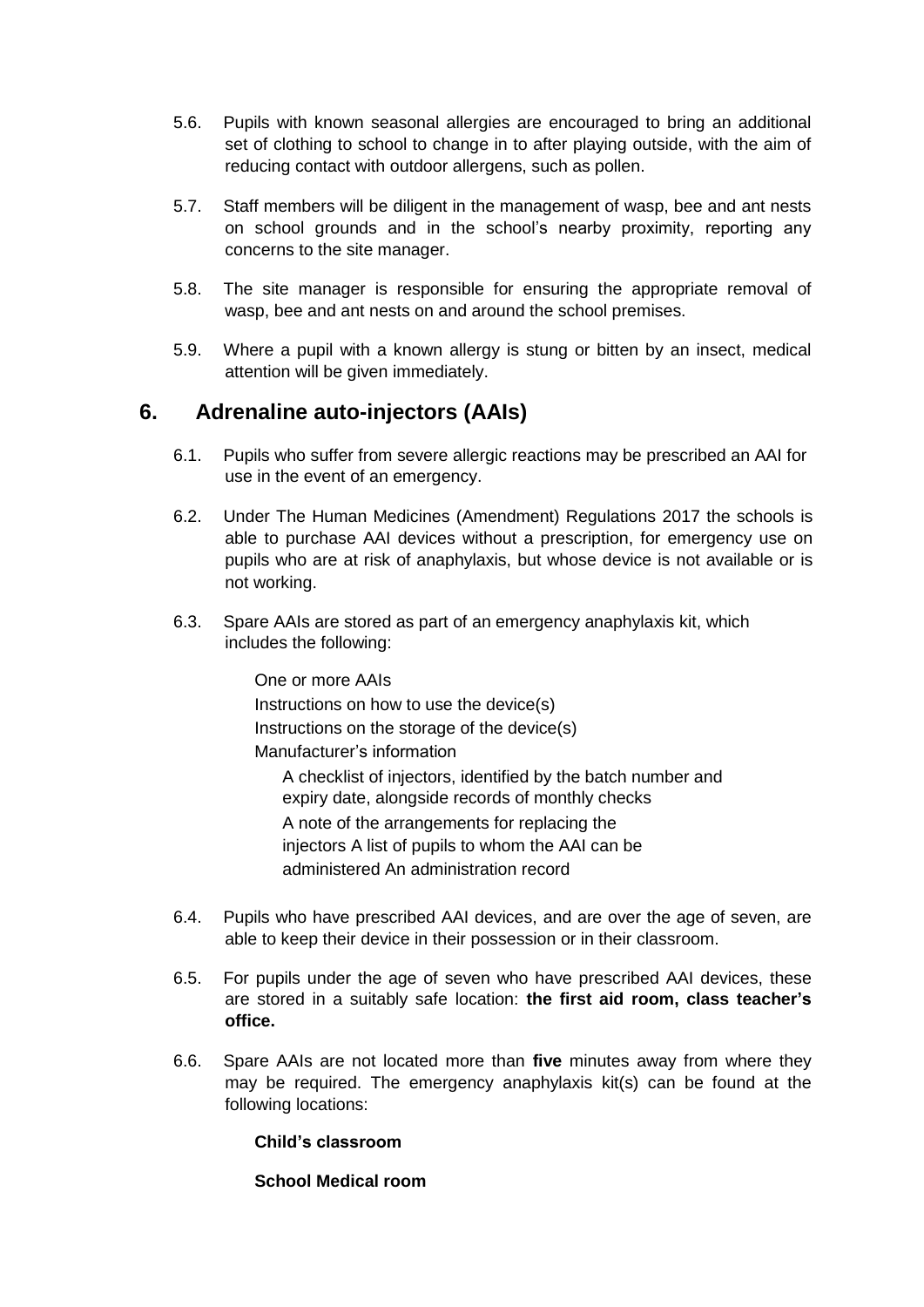5.6. Pupils with known seasonal allergies are encouraged to bring an additional set of clothing to school to change in to after playing outside, with the aim of reducing contact with outdoor allergens, such as pollen.

5.7. Staff members will be diligent in the management of wasp, bee and ant nests on school grounds and in the school's nearby proximity, reporting any concerns to the site manager.

5.8. The site manager is responsible for ensuring the appropriate removal of wasp, bee and ant nests on and around the school premises.

5.9. Where a pupil with a known allergy is stung or bitten by an insect, medical attention will be given immediately.

## 6. Adrenaline auto-injectors (AAIs)

6.1. Pupils who suffer from severe allergic reactions may be prescribed an AAI for use in the event of an emergency.

6.2. Under The Human Medicines (Amendment) Regulations 2017 the schools is able to purchase AAI devices without a prescription, for emergency use on pupils who are at risk of anaphylaxis, but whose device is not available or is not working.

6.3. Spare AAIs are stored as part of an emergency anaphylaxis kit, which includes the following:

- One or more AAIs
- Instructions on how to use the device(s)
- Instructions on the storage of the device(s)
- Manufacturer's information
- A checklist of injectors, identified by the batch number and expiry date, alongside records of monthly checks
- A note of the arrangements for replacing the injectors
- A list of pupils to whom the AAI can be administered
- An administration record

6.4. Pupils who have prescribed AAI devices, and are over the age of seven, are able to keep their device in their possession or in their classroom.

6.5. For pupils under the age of seven who have prescribed AAI devices, these are stored in a suitably safe location: **the first aid room, class teacher's office.**

6.6. Spare AAIs are not located more than **five** minutes away from where they may be required. The emergency anaphylaxis kit(s) can be found at the following locations:

**Child's classroom**

**School Medical room**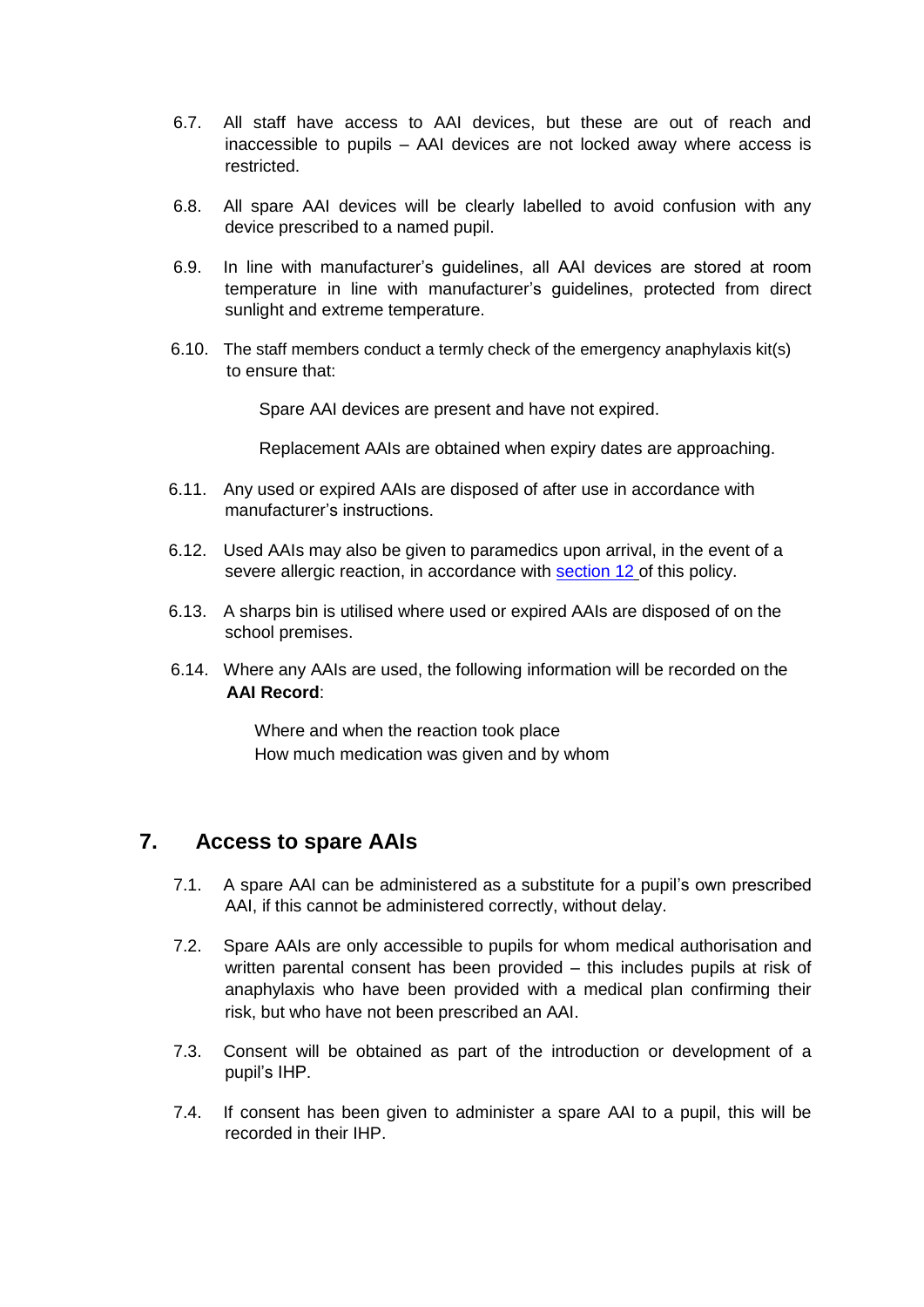6.7. All staff have access to AAI devices, but these are out of reach and inaccessible to pupils – AAI devices are not locked away where access is restricted.

6.8. All spare AAI devices will be clearly labelled to avoid confusion with any device prescribed to a named pupil.

6.9. In line with manufacturer's guidelines, all AAI devices are stored at room temperature in line with manufacturer's guidelines, protected from direct sunlight and extreme temperature.

6.10. The staff members conduct a termly check of the emergency anaphylaxis kit(s) to ensure that:

- Spare AAI devices are present and have not expired.
- Replacement AAIs are obtained when expiry dates are approaching.

6.11. Any used or expired AAIs are disposed of after use in accordance with manufacturer's instructions.

6.12. Used AAIs may also be given to paramedics upon arrival, in the event of a severe allergic reaction, in accordance with section 12 of this policy.

6.13. A sharps bin is utilised where used or expired AAIs are disposed of on the school premises.

6.14. Where any AAIs are used, the following information will be recorded on the **AAI Record**:

- Where and when the reaction took place
- How much medication was given and by whom

## 7. Access to spare AAIs

7.1. A spare AAI can be administered as a substitute for a pupil's own prescribed AAI, if this cannot be administered correctly, without delay.

7.2. Spare AAIs are only accessible to pupils for whom medical authorisation and written parental consent has been provided – this includes pupils at risk of anaphylaxis who have been provided with a medical plan confirming their risk, but who have not been prescribed an AAI.

7.3. Consent will be obtained as part of the introduction or development of a pupil's IHP.

7.4. If consent has been given to administer a spare AAI to a pupil, this will be recorded in their IHP.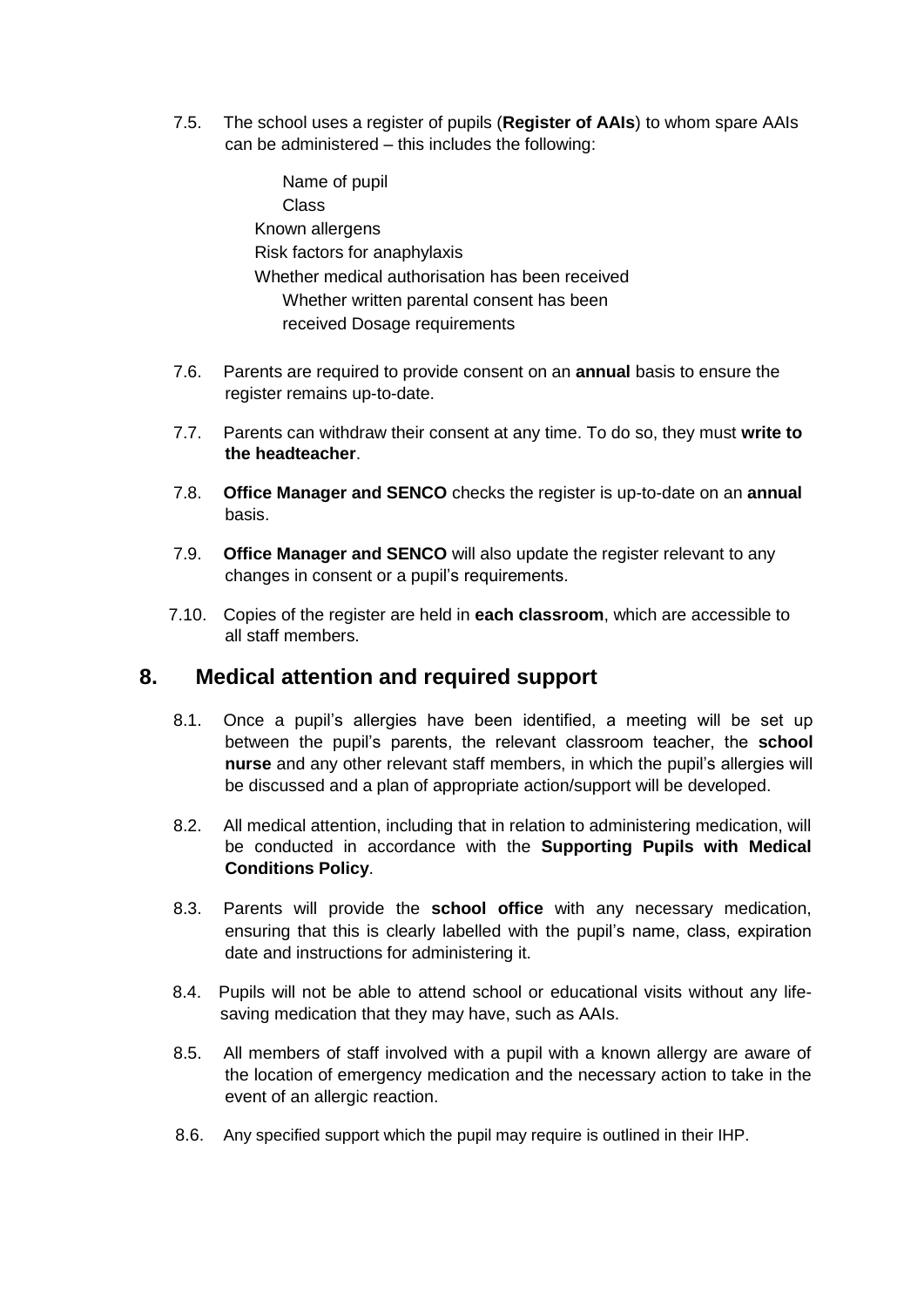7.5. The school uses a register of pupils (**Register of AAIs**) to whom spare AAIs can be administered – this includes the following:

- Name of pupil
- Class
- Known allergens
- Risk factors for anaphylaxis
- Whether medical authorisation has been received
- Whether written parental consent has been received
- Dosage requirements

7.6. Parents are required to provide consent on an **annual** basis to ensure the register remains up-to-date.

7.7. Parents can withdraw their consent at any time. To do so, they must **write to the headteacher**.

7.8. **Office Manager and SENCO** checks the register is up-to-date on an **annual** basis.

7.9. **Office Manager and SENCO** will also update the register relevant to any changes in consent or a pupil's requirements.

7.10. Copies of the register are held in **each classroom**, which are accessible to all staff members.

## 8. Medical attention and required support

8.1. Once a pupil's allergies have been identified, a meeting will be set up between the pupil's parents, the relevant classroom teacher, the **school nurse** and any other relevant staff members, in which the pupil's allergies will be discussed and a plan of appropriate action/support will be developed.

8.2. All medical attention, including that in relation to administering medication, will be conducted in accordance with the **Supporting Pupils with Medical Conditions Policy**.

8.3. Parents will provide the **school office** with any necessary medication, ensuring that this is clearly labelled with the pupil's name, class, expiration date and instructions for administering it.

8.4. Pupils will not be able to attend school or educational visits without any life-saving medication that they may have, such as AAIs.

8.5. All members of staff involved with a pupil with a known allergy are aware of the location of emergency medication and the necessary action to take in the event of an allergic reaction.

8.6. Any specified support which the pupil may require is outlined in their IHP.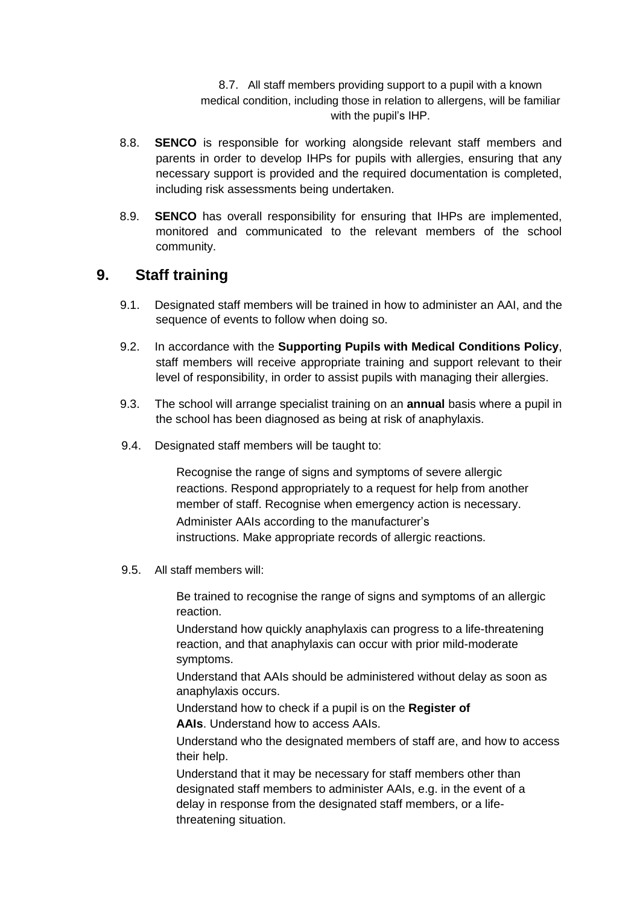8.7. All staff members providing support to a pupil with a known medical condition, including those in relation to allergens, will be familiar with the pupil's IHP.

8.8. **SENCO** is responsible for working alongside relevant staff members and parents in order to develop IHPs for pupils with allergies, ensuring that any necessary support is provided and the required documentation is completed, including risk assessments being undertaken.

8.9. **SENCO** has overall responsibility for ensuring that IHPs are implemented, monitored and communicated to the relevant members of the school community.

## 9. Staff training

9.1. Designated staff members will be trained in how to administer an AAI, and the sequence of events to follow when doing so.

9.2. In accordance with the **Supporting Pupils with Medical Conditions Policy**, staff members will receive appropriate training and support relevant to their level of responsibility, in order to assist pupils with managing their allergies.

9.3. The school will arrange specialist training on an **annual** basis where a pupil in the school has been diagnosed as being at risk of anaphylaxis.

9.4. Designated staff members will be taught to:

- Recognise the range of signs and symptoms of severe allergic reactions.
- Respond appropriately to a request for help from another member of staff.
- Recognise when emergency action is necessary.
- Administer AAIs according to the manufacturer's instructions.
- Make appropriate records of allergic reactions.

9.5. All staff members will:

- Be trained to recognise the range of signs and symptoms of an allergic reaction.
- Understand how quickly anaphylaxis can progress to a life-threatening reaction, and that anaphylaxis can occur with prior mild-moderate symptoms.
- Understand that AAIs should be administered without delay as soon as anaphylaxis occurs.
- Understand how to check if a pupil is on the **Register of AAIs**.
- Understand how to access AAIs.
- Understand who the designated members of staff are, and how to access their help.
- Understand that it may be necessary for staff members other than designated staff members to administer AAIs, e.g. in the event of a delay in response from the designated staff members, or a life-threatening situation.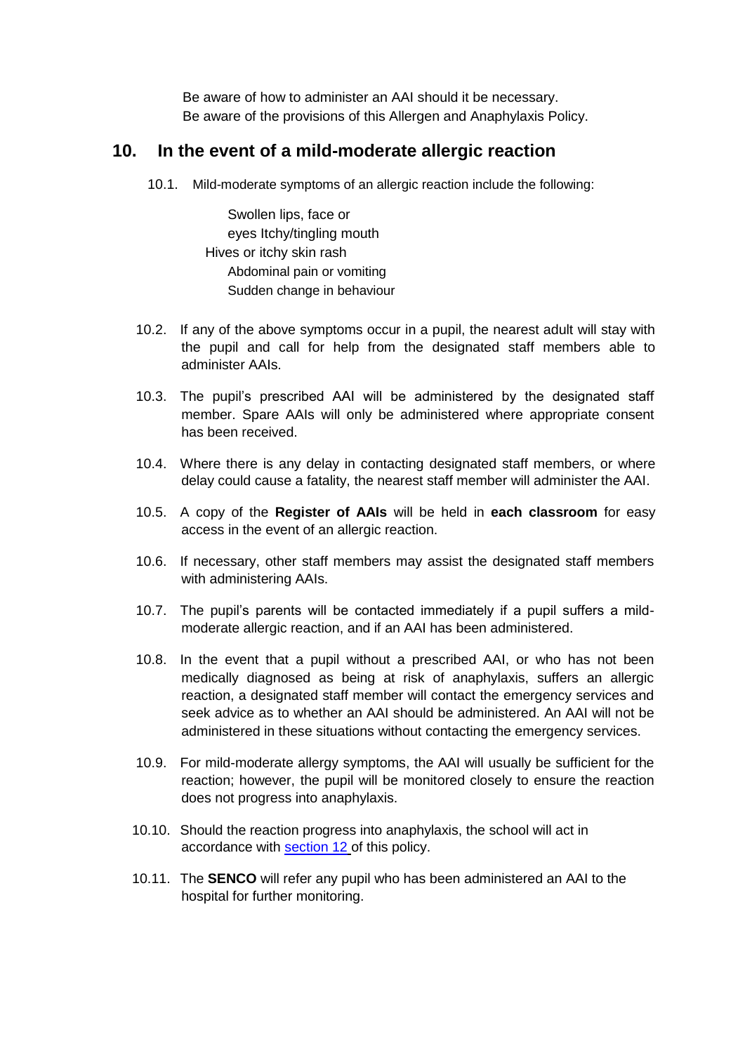- Be aware of how to administer an AAI should it be necessary.
- Be aware of the provisions of this Allergen and Anaphylaxis Policy.

## 10. In the event of a mild-moderate allergic reaction

10.1. Mild-moderate symptoms of an allergic reaction include the following:

- Swollen lips, face or eyes
- Itchy/tingling mouth
- Hives or itchy skin rash
- Abdominal pain or vomiting
- Sudden change in behaviour

10.2. If any of the above symptoms occur in a pupil, the nearest adult will stay with the pupil and call for help from the designated staff members able to administer AAIs.

10.3. The pupil's prescribed AAI will be administered by the designated staff member. Spare AAIs will only be administered where appropriate consent has been received.

10.4. Where there is any delay in contacting designated staff members, or where delay could cause a fatality, the nearest staff member will administer the AAI.

10.5. A copy of the **Register of AAIs** will be held in **each classroom** for easy access in the event of an allergic reaction.

10.6. If necessary, other staff members may assist the designated staff members with administering AAIs.

10.7. The pupil's parents will be contacted immediately if a pupil suffers a mild-moderate allergic reaction, and if an AAI has been administered.

10.8. In the event that a pupil without a prescribed AAI, or who has not been medically diagnosed as being at risk of anaphylaxis, suffers an allergic reaction, a designated staff member will contact the emergency services and seek advice as to whether an AAI should be administered. An AAI will not be administered in these situations without contacting the emergency services.

10.9. For mild-moderate allergy symptoms, the AAI will usually be sufficient for the reaction; however, the pupil will be monitored closely to ensure the reaction does not progress into anaphylaxis.

10.10. Should the reaction progress into anaphylaxis, the school will act in accordance with section 12 of this policy.

10.11. The **SENCO** will refer any pupil who has been administered an AAI to the hospital for further monitoring.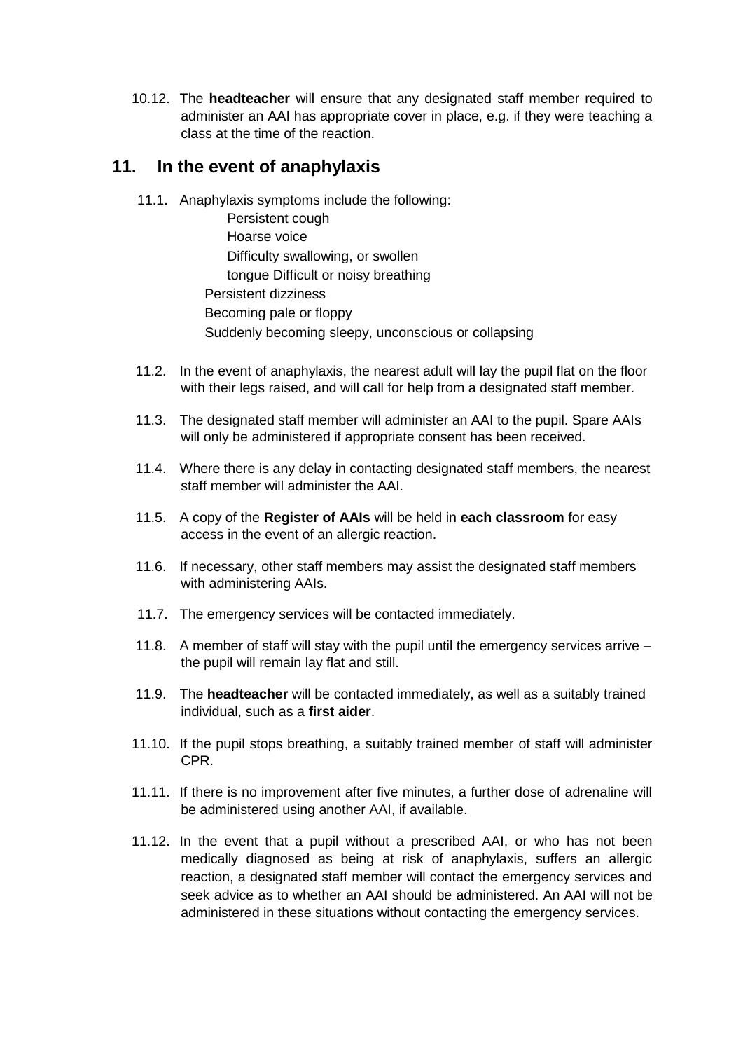10.12. The **headteacher** will ensure that any designated staff member required to administer an AAI has appropriate cover in place, e.g. if they were teaching a class at the time of the reaction.

## 11. In the event of anaphylaxis

11.1. Anaphylaxis symptoms include the following:

- Persistent cough
- Hoarse voice
- Difficulty swallowing, or swollen tongue
- Difficult or noisy breathing
- Persistent dizziness
- Becoming pale or floppy
- Suddenly becoming sleepy, unconscious or collapsing

11.2. In the event of anaphylaxis, the nearest adult will lay the pupil flat on the floor with their legs raised, and will call for help from a designated staff member.

11.3. The designated staff member will administer an AAI to the pupil. Spare AAIs will only be administered if appropriate consent has been received.

11.4. Where there is any delay in contacting designated staff members, the nearest staff member will administer the AAI.

11.5. A copy of the **Register of AAIs** will be held in **each classroom** for easy access in the event of an allergic reaction.

11.6. If necessary, other staff members may assist the designated staff members with administering AAIs.

11.7. The emergency services will be contacted immediately.

11.8. A member of staff will stay with the pupil until the emergency services arrive – the pupil will remain lay flat and still.

11.9. The **headteacher** will be contacted immediately, as well as a suitably trained individual, such as a **first aider**.

11.10. If the pupil stops breathing, a suitably trained member of staff will administer CPR.

11.11. If there is no improvement after five minutes, a further dose of adrenaline will be administered using another AAI, if available.

11.12. In the event that a pupil without a prescribed AAI, or who has not been medically diagnosed as being at risk of anaphylaxis, suffers an allergic reaction, a designated staff member will contact the emergency services and seek advice as to whether an AAI should be administered. An AAI will not be administered in these situations without contacting the emergency services.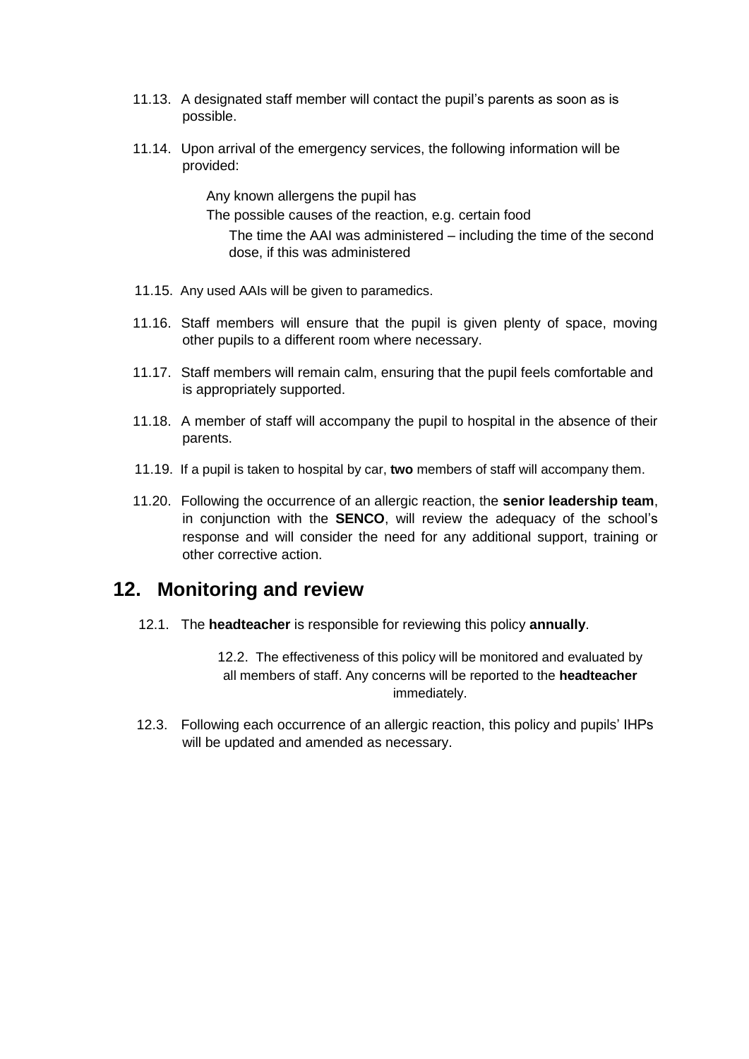11.13. A designated staff member will contact the pupil's parents as soon as is possible.

11.14. Upon arrival of the emergency services, the following information will be provided:

- Any known allergens the pupil has
- The possible causes of the reaction, e.g. certain food
- The time the AAI was administered – including the time of the second dose, if this was administered

11.15. Any used AAIs will be given to paramedics.

11.16. Staff members will ensure that the pupil is given plenty of space, moving other pupils to a different room where necessary.

11.17. Staff members will remain calm, ensuring that the pupil feels comfortable and is appropriately supported.

11.18. A member of staff will accompany the pupil to hospital in the absence of their parents.

11.19. If a pupil is taken to hospital by car, **two** members of staff will accompany them.

11.20. Following the occurrence of an allergic reaction, the **senior leadership team**, in conjunction with the **SENCO**, will review the adequacy of the school's response and will consider the need for any additional support, training or other corrective action.

## 12. Monitoring and review

12.1. The **headteacher** is responsible for reviewing this policy **annually**.

12.2. The effectiveness of this policy will be monitored and evaluated by all members of staff. Any concerns will be reported to the **headteacher** immediately.

12.3. Following each occurrence of an allergic reaction, this policy and pupils' IHPs will be updated and amended as necessary.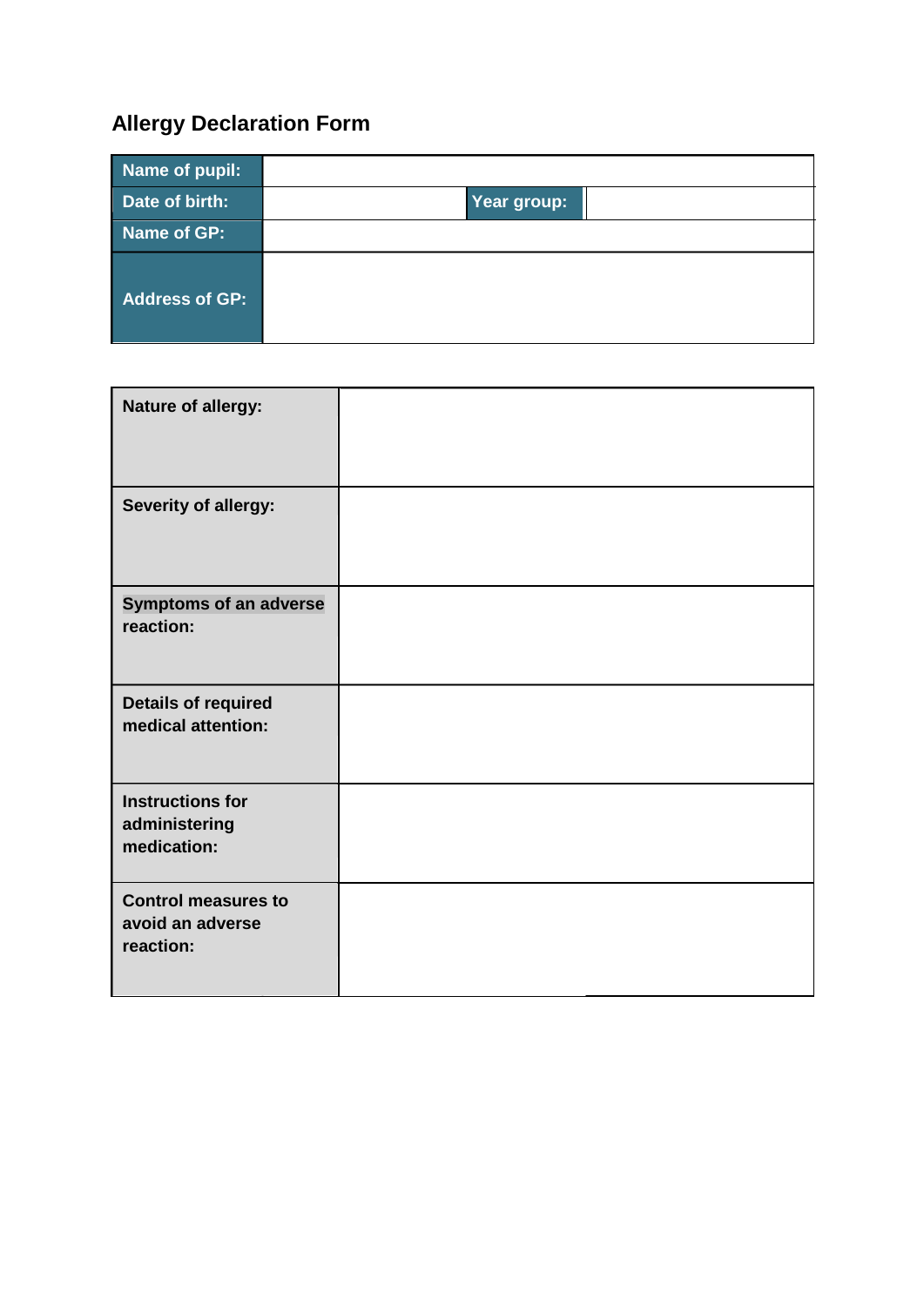## Allergy Declaration Form

| Name of pupil: | | | |
|---|---|---|---|
| Date of birth: | | Year group: | |
| Name of GP: | | | |
| Address of GP: | | | |

| Nature of allergy: | |
|---|---|
| Severity of allergy: | |
| Symptoms of an adverse reaction: | |
| Details of required medical attention: | |
| Instructions for administering medication: | |
| Control measures to avoid an adverse reaction: | |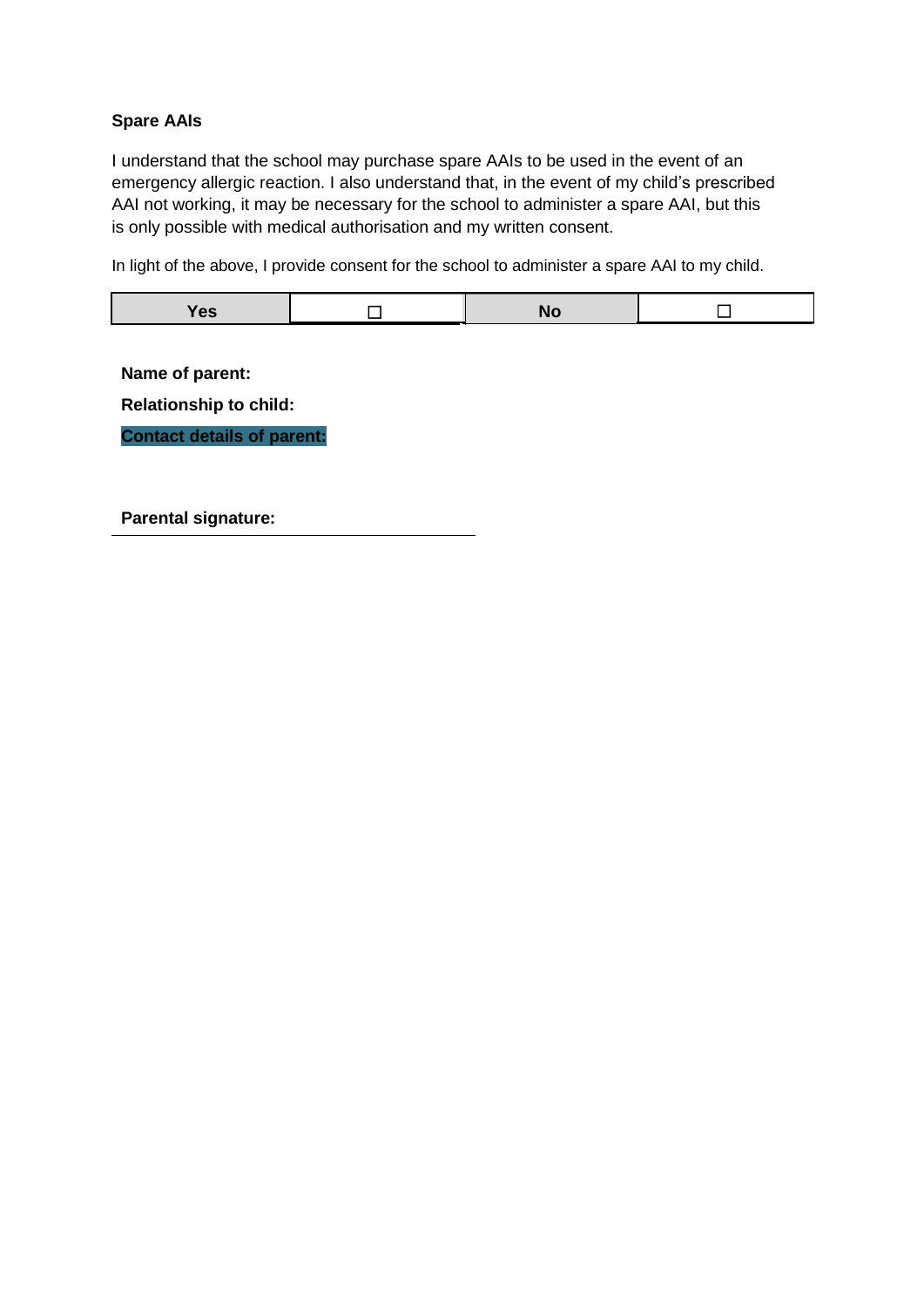**Spare AAIs**

I understand that the school may purchase spare AAIs to be used in the event of an emergency allergic reaction. I also understand that, in the event of my child's prescribed AAI not working, it may be necessary for the school to administer a spare AAI, but this is only possible with medical authorisation and my written consent.

In light of the above, I provide consent for the school to administer a spare AAI to my child.

| | | | |
|---|---|---|---|
| **Yes** | ☐ | **No** | ☐ |

**Name of parent:**

**Relationship to child:**

**Contact details of parent:**

**Parental signature:**